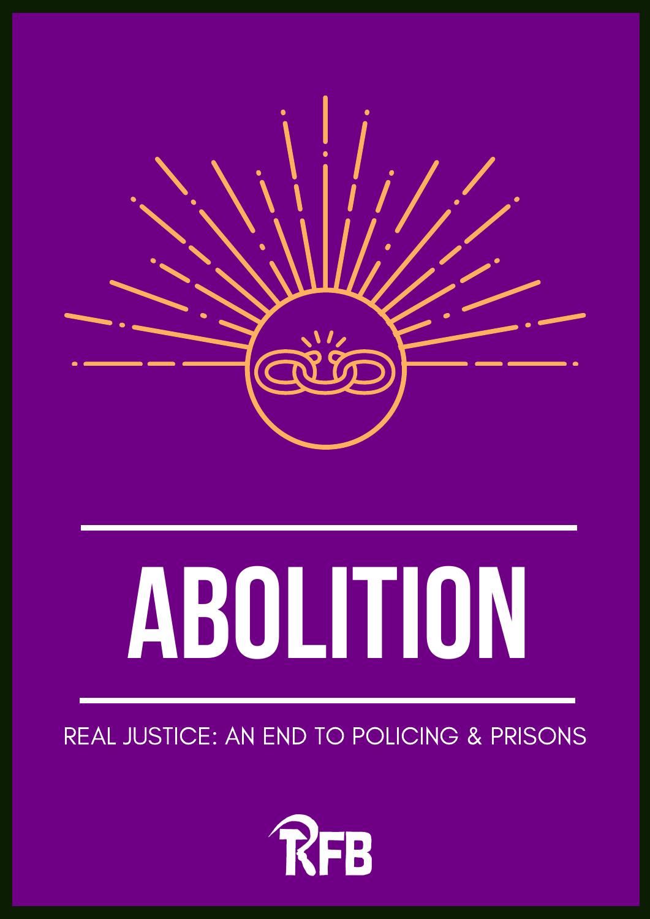# ABOLITION

REAL JUSTICE: AN END TO POLICING & PRISONS

RFB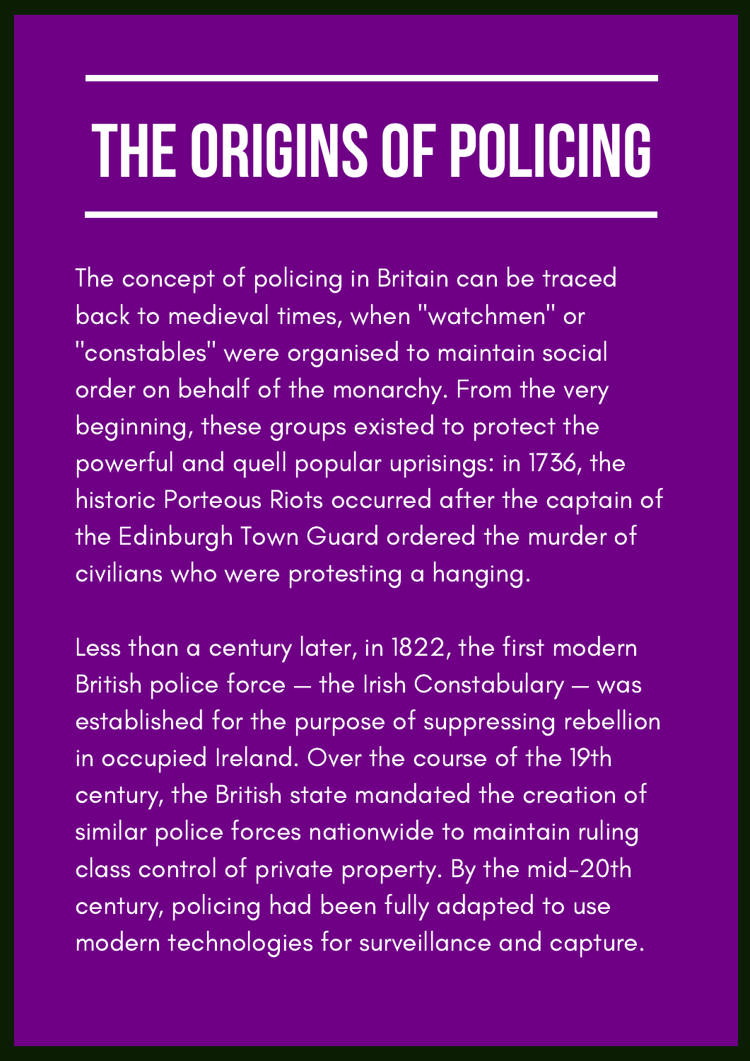# THE ORIGINS OF POLICING

The concept of policing in Britain can be traced back to medieval times, when "watchmen" or "constables" were organised to maintain social order on behalf of the monarchy. From the very beginning, these groups existed to protect the powerful and quell popular uprisings: in 1736, the historic Porteous Riots occurred after the captain of the Edinburgh Town Guard ordered the murder of civilians who were protesting a hanging.

Less than a century later, in 1822, the first modern British police force — the Irish Constabulary — was established for the purpose of suppressing rebellion in occupied Ireland. Over the course of the 19th century, the British state mandated the creation of similar police forces nationwide to maintain ruling class control of private property. By the mid-20th century, policing had been fully adapted to use modern technologies for surveillance and capture.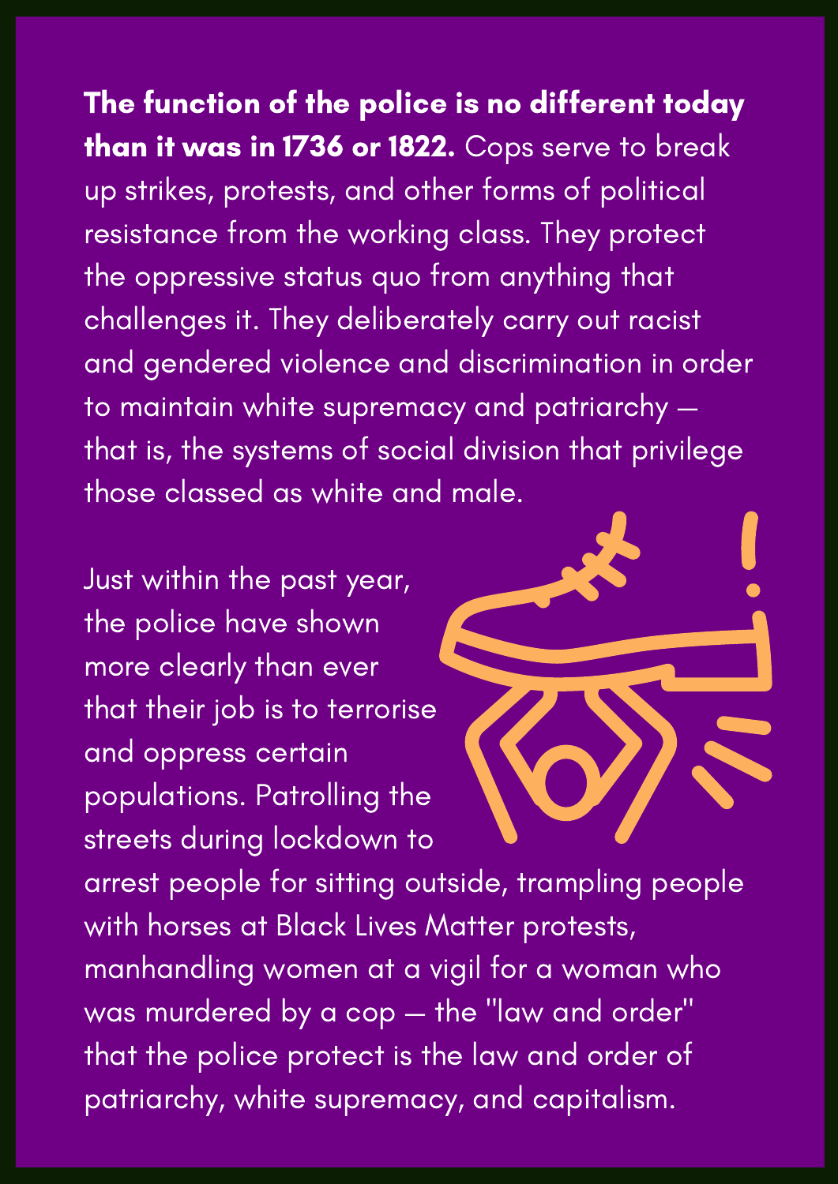**The function of the police is no different today than it was in 1736 or 1822.** Cops serve to break up strikes, protests, and other forms of political resistance from the working class. They protect the oppressive status quo from anything that challenges it. They deliberately carry out racist and gendered violence and discrimination in order to maintain white supremacy and patriarchy — that is, the systems of social division that privilege those classed as white and male.

Just within the past year, the police have shown more clearly than ever that their job is to terrorise and oppress certain populations. Patrolling the streets during lockdown to arrest people for sitting outside, trampling people with horses at Black Lives Matter protests, manhandling women at a vigil for a woman who was murdered by a cop — the "law and order" that the police protect is the law and order of patriarchy, white supremacy, and capitalism.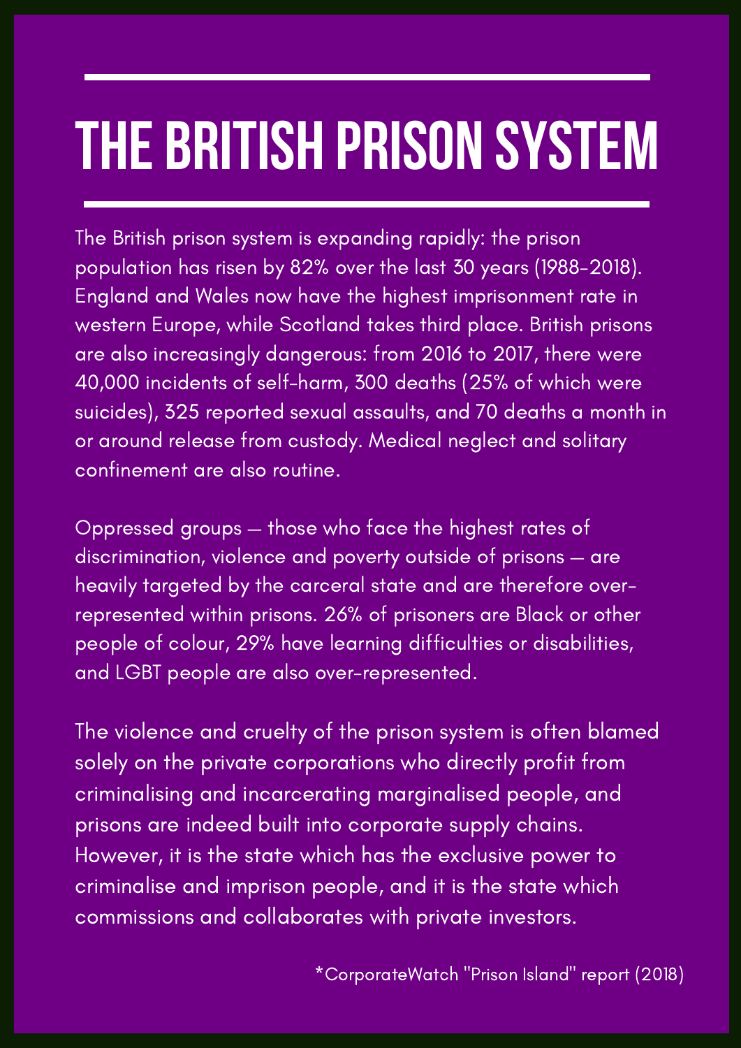# THE BRITISH PRISON SYSTEM

The British prison system is expanding rapidly: the prison population has risen by 82% over the last 30 years (1988-2018). England and Wales now have the highest imprisonment rate in western Europe, while Scotland takes third place. British prisons are also increasingly dangerous: from 2016 to 2017, there were 40,000 incidents of self-harm, 300 deaths (25% of which were suicides), 325 reported sexual assaults, and 70 deaths a month in or around release from custody. Medical neglect and solitary confinement are also routine.

Oppressed groups — those who face the highest rates of discrimination, violence and poverty outside of prisons — are heavily targeted by the carceral state and are therefore over-represented within prisons. 26% of prisoners are Black or other people of colour, 29% have learning difficulties or disabilities, and LGBT people are also over-represented.

The violence and cruelty of the prison system is often blamed solely on the private corporations who directly profit from criminalising and incarcerating marginalised people, and prisons are indeed built into corporate supply chains. However, it is the state which has the exclusive power to criminalise and imprison people, and it is the state which commissions and collaborates with private investors.

*CorporateWatch "Prison Island" report (2018)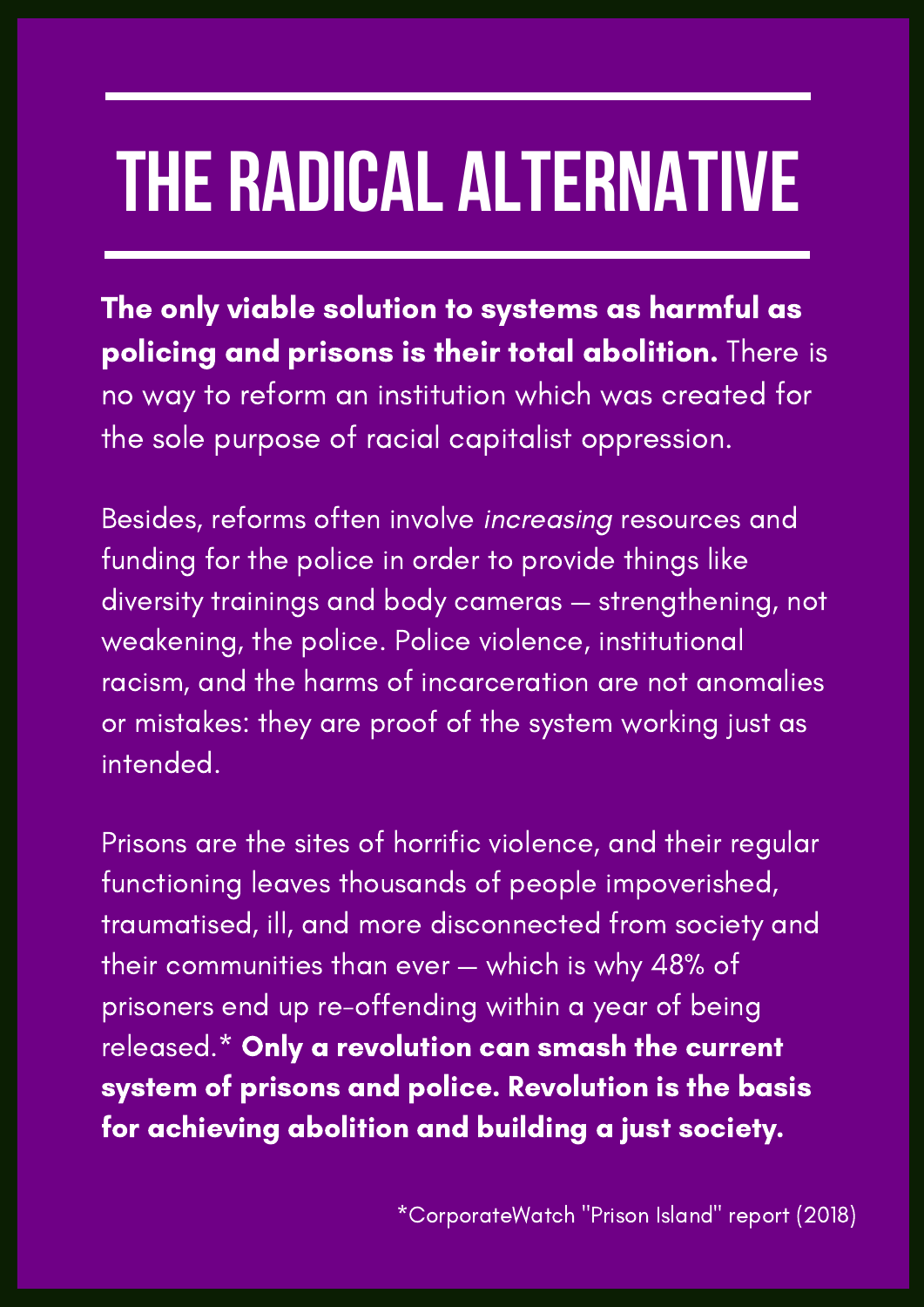# THE RADICAL ALTERNATIVE

**The only viable solution to systems as harmful as policing and prisons is their total abolition.** There is no way to reform an institution which was created for the sole purpose of racial capitalist oppression.

Besides, reforms often involve *increasing* resources and funding for the police in order to provide things like diversity trainings and body cameras — strengthening, not weakening, the police. Police violence, institutional racism, and the harms of incarceration are not anomalies or mistakes: they are proof of the system working just as intended.

Prisons are the sites of horrific violence, and their regular functioning leaves thousands of people impoverished, traumatised, ill, and more disconnected from society and their communities than ever — which is why 48% of prisoners end up re-offending within a year of being released.* **Only a revolution can smash the current system of prisons and police. Revolution is the basis for achieving abolition and building a just society.**

*CorporateWatch "Prison Island" report (2018)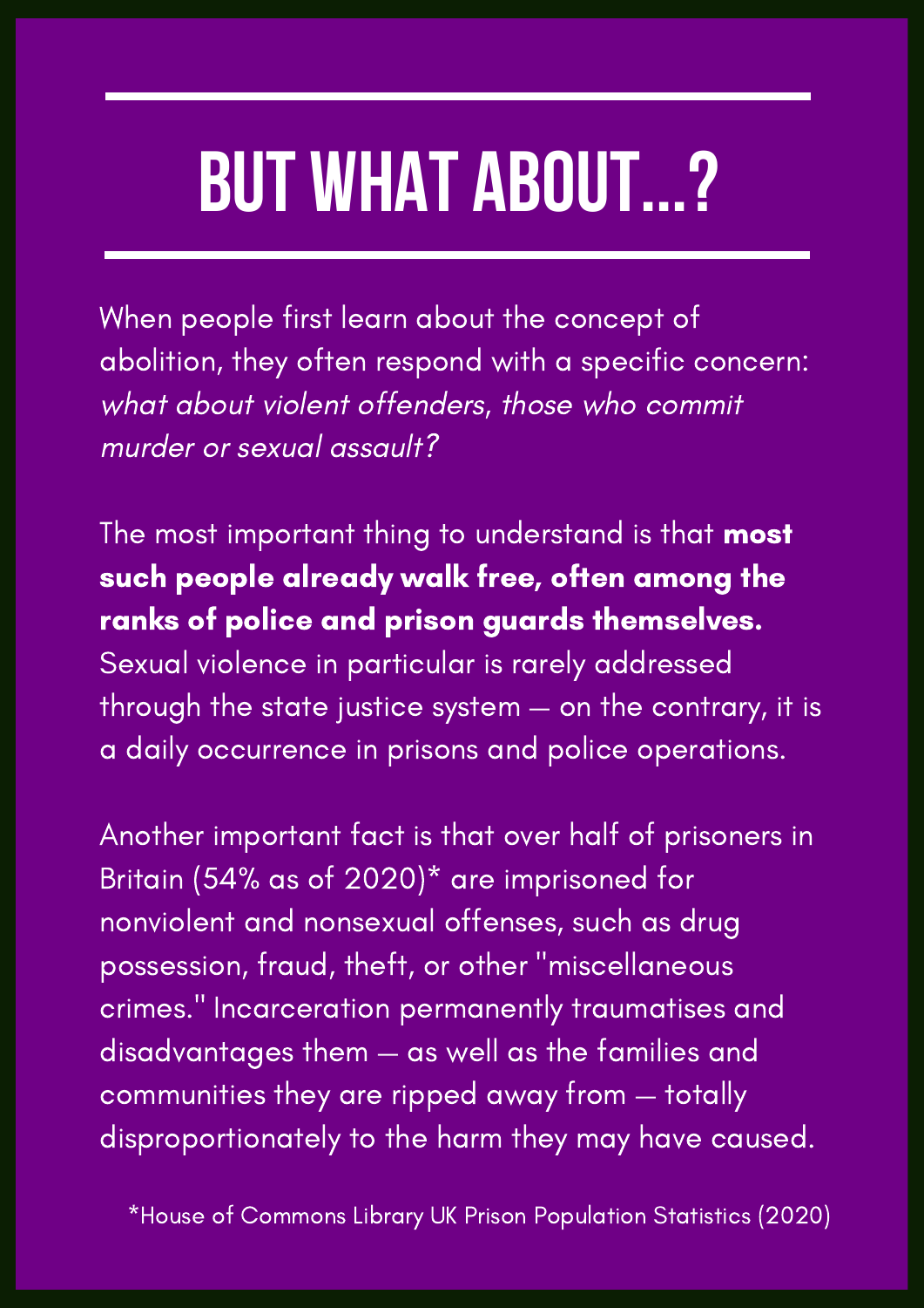# BUT WHAT ABOUT...?

When people first learn about the concept of abolition, they often respond with a specific concern: *what about violent offenders, those who commit murder or sexual assault?*

The most important thing to understand is that **most such people already walk free, often among the ranks of police and prison guards themselves.** Sexual violence in particular is rarely addressed through the state justice system — on the contrary, it is a daily occurrence in prisons and police operations.

Another important fact is that over half of prisoners in Britain (54% as of 2020)* are imprisoned for nonviolent and nonsexual offenses, such as drug possession, fraud, theft, or other "miscellaneous crimes." Incarceration permanently traumatises and disadvantages them — as well as the families and communities they are ripped away from — totally disproportionately to the harm they may have caused.

*House of Commons Library UK Prison Population Statistics (2020)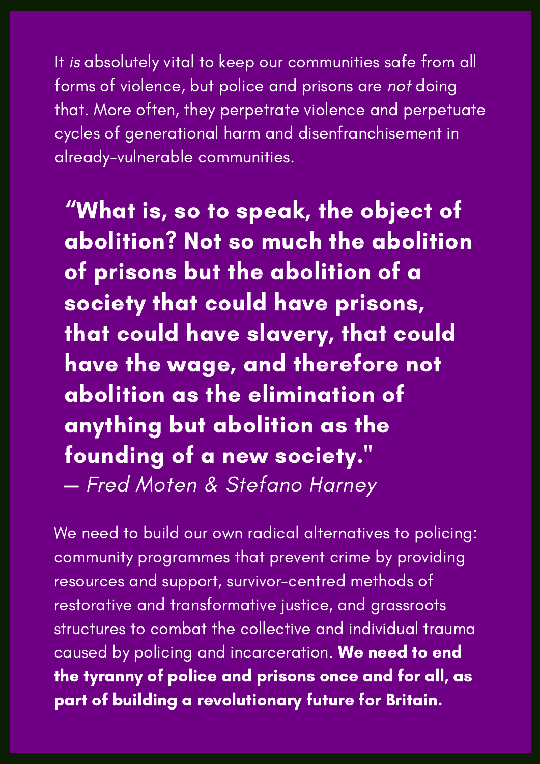It *is* absolutely vital to keep our communities safe from all forms of violence, but police and prisons are *not* doing that. More often, they perpetrate violence and perpetuate cycles of generational harm and disenfranchisement in already-vulnerable communities.

> **"What is, so to speak, the object of abolition? Not so much the abolition of prisons but the abolition of a society that could have prisons, that could have slavery, that could have the wage, and therefore not abolition as the elimination of anything but abolition as the founding of a new society."**
> — *Fred Moten & Stefano Harney*

We need to build our own radical alternatives to policing: community programmes that prevent crime by providing resources and support, survivor-centred methods of restorative and transformative justice, and grassroots structures to combat the collective and individual trauma caused by policing and incarceration. **We need to end the tyranny of police and prisons once and for all, as part of building a revolutionary future for Britain.**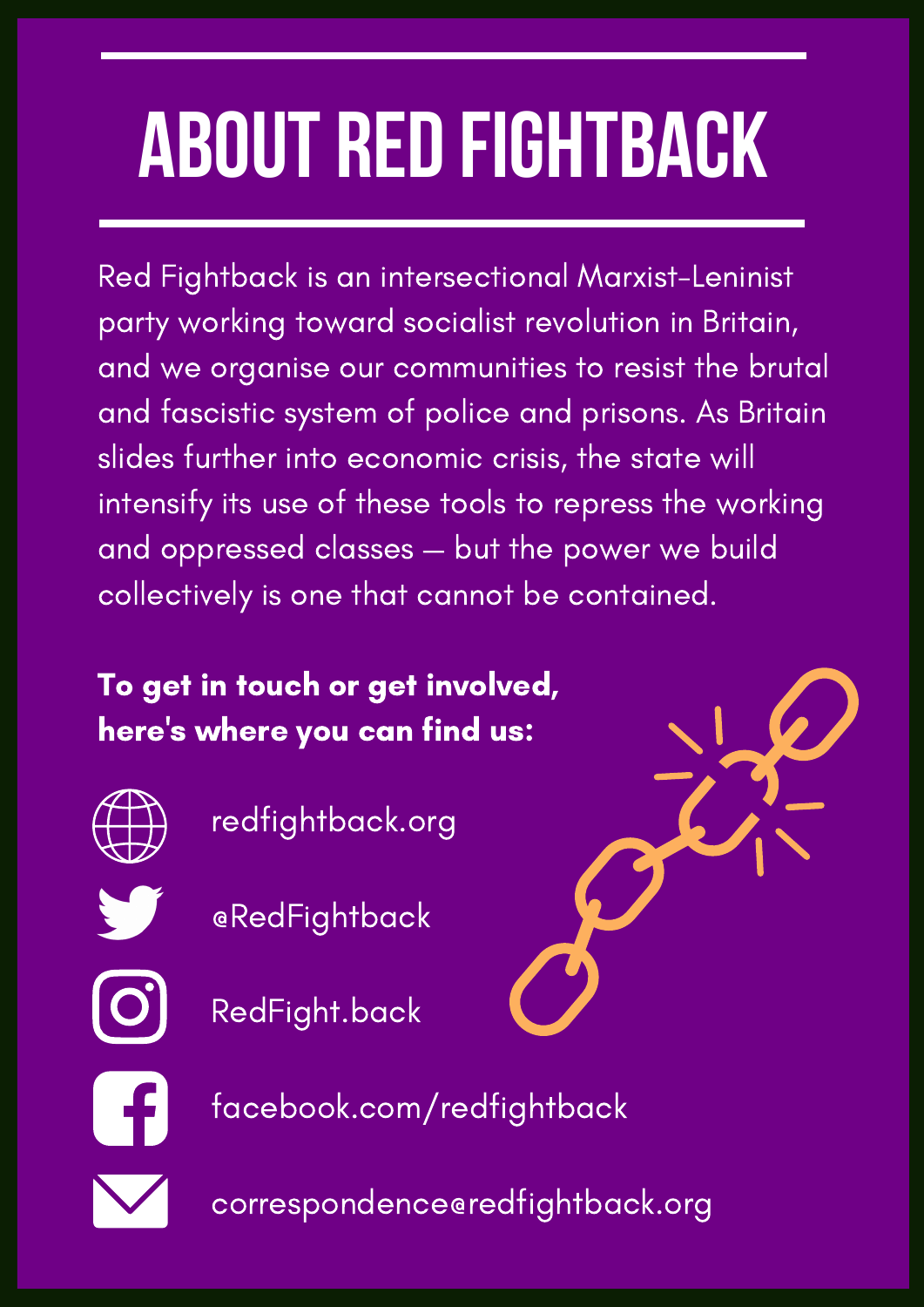# ABOUT RED FIGHTBACK

Red Fightback is an intersectional Marxist-Leninist party working toward socialist revolution in Britain, and we organise our communities to resist the brutal and fascistic system of police and prisons. As Britain slides further into economic crisis, the state will intensify its use of these tools to repress the working and oppressed classes — but the power we build collectively is one that cannot be contained.

**To get in touch or get involved, here's where you can find us:**

redfightback.org

@RedFightback

RedFight.back

facebook.com/redfightback

correspondence@redfightback.org